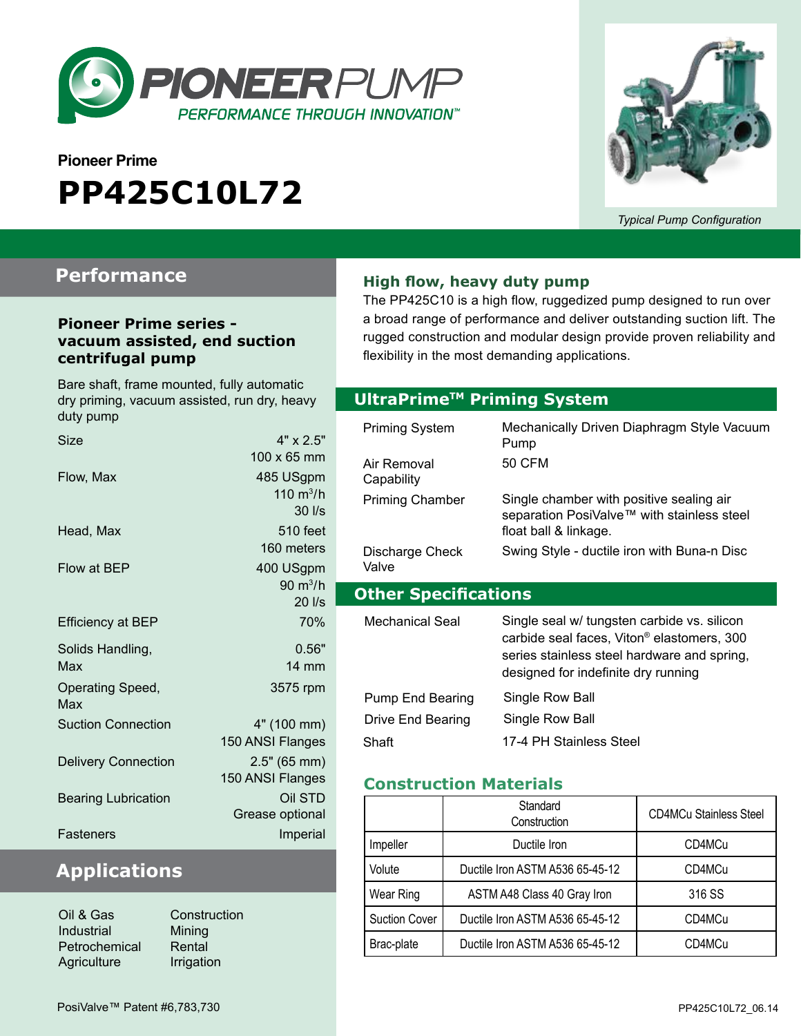# PIONEERPUMP

PERFORMANCE THROUGH INNOVATION™

**Pioneer Prime**

# PP425C10L72

*Typical Pump Configuration*

## Performance

### Pioneer Prime series - vacuum assisted, end suction centrifugal pump

Bare shaft, frame mounted, fully automatic dry priming, vacuum assisted, run dry, heavy duty pump

| | |
|---|---|
| Size | 4" x 2.5"<br>100 x 65 mm |
| Flow, Max | 485 USgpm<br>110 $m^3/h$<br>30 l/s |
| Head, Max | 510 feet<br>160 meters |
| Flow at BEP | 400 USgpm<br>90 $m^3/h$<br>20 l/s |
| Efficiency at BEP | 70% |
| Solids Handling, Max | 0.56"<br>14 mm |
| Operating Speed, Max | 3575 rpm |
| Suction Connection | 4" (100 mm)<br>150 ANSI Flanges |
| Delivery Connection | 2.5" (65 mm)<br>150 ANSI Flanges |
| Bearing Lubrication | Oil STD<br>Grease optional |
| Fasteners | Imperial |

## Applications

- Oil & Gas
- Industrial
- Petrochemical
- Agriculture
- Construction
- Mining
- Rental
- Irrigation

### High flow, heavy duty pump

The PP425C10 is a high flow, ruggedized pump designed to run over a broad range of performance and deliver outstanding suction lift. The rugged construction and modular design provide proven reliability and flexibility in the most demanding applications.

## UltraPrime™ Priming System

| | |
|---|---|
| Priming System | Mechanically Driven Diaphragm Style Vacuum Pump |
| Air Removal Capability | 50 CFM |
| Priming Chamber | Single chamber with positive sealing air separation PosiValve™ with stainless steel float ball & linkage. |
| Discharge Check Valve | Swing Style - ductile iron with Buna-n Disc |

## Other Specifications

| | |
|---|---|
| Mechanical Seal | Single seal w/ tungsten carbide vs. silicon carbide seal faces, Viton® elastomers, 300 series stainless steel hardware and spring, designed for indefinite dry running |
| Pump End Bearing | Single Row Ball |
| Drive End Bearing | Single Row Ball |
| Shaft | 17-4 PH Stainless Steel |

### Construction Materials

| | Standard Construction | CD4MCu Stainless Steel |
|---|---|---|
| Impeller | Ductile Iron | CD4MCu |
| Volute | Ductile Iron ASTM A536 65-45-12 | CD4MCu |
| Wear Ring | ASTM A48 Class 40 Gray Iron | 316 SS |
| Suction Cover | Ductile Iron ASTM A536 65-45-12 | CD4MCu |
| Brac-plate | Ductile Iron ASTM A536 65-45-12 | CD4MCu |

PosiValve™ Patent #6,783,730

PP425C10L72_06.14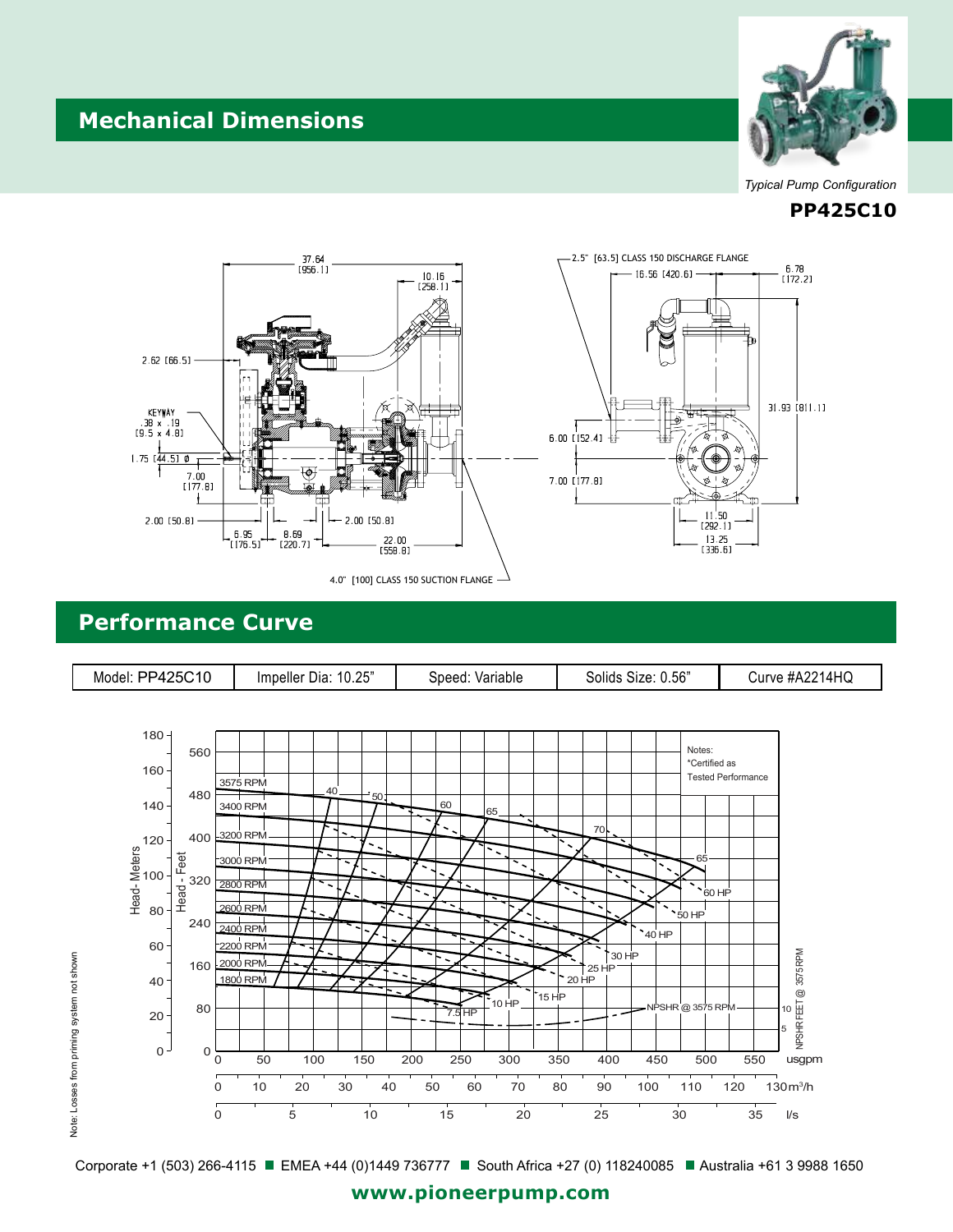## Mechanical Dimensions

*Typical Pump Configuration*

**PP425C10**

37.64 [956.1]
10.16 [258.1]
2.62 [66.5]
KEYWAY .38 x .19 [9.5 x 4.8]
1.75 [44.5] Ø
7.00 [177.8]
2.00 [50.8]
6.95 [176.5]
8.69 [220.7]
2.00 [50.8]
22.00 [558.8]
4.0" [100] CLASS 150 SUCTION FLANGE

2.5" [63.5] CLASS 150 DISCHARGE FLANGE
16.56 [420.6]
6.78 [172.2]
31.93 [811.1]
6.00 [152.4]
7.00 [177.8]
11.50 [292.1]
13.25 [336.6]

## Performance Curve

| Model: PP425C10 | Impeller Dia: 10.25" | Speed: Variable | Solids Size: 0.56" | Curve #A2214HQ |
|---|---|---|---|---|

Notes:
*Certified as Tested Performance

3575 RPM
3400 RPM
3200 RPM
3000 RPM
2800 RPM
2600 RPM
2400 RPM
2200 RPM
2000 RPM
1800 RPM

40
50
60
65
70
65

60 HP
50 HP
40 HP
30 HP
25 HP
20 HP
15 HP
10 HP
7.5 HP

NPSHR @ 3575 RPM

Head- Meters: 0, 20, 40, 60, 80, 100, 120, 140, 160, 180
Head - Feet: 0, 80, 160, 240, 320, 400, 480, 560
NPSHR FEET @ 3575 RPM: 5, 10

usgpm: 0, 50, 100, 150, 200, 250, 300, 350, 400, 450, 500, 550
m³/h: 0, 10, 20, 30, 40, 50, 60, 70, 80, 90, 100, 110, 120, 130
l/s: 0, 5, 10, 15, 20, 25, 30, 35

Note: Losses from priming system not shown

Corporate +1 (503) 266-4115 ■ EMEA +44 (0)1449 736777 ■ South Africa +27 (0) 118240085 ■ Australia +61 3 9988 1650

**www.pioneerpump.com**